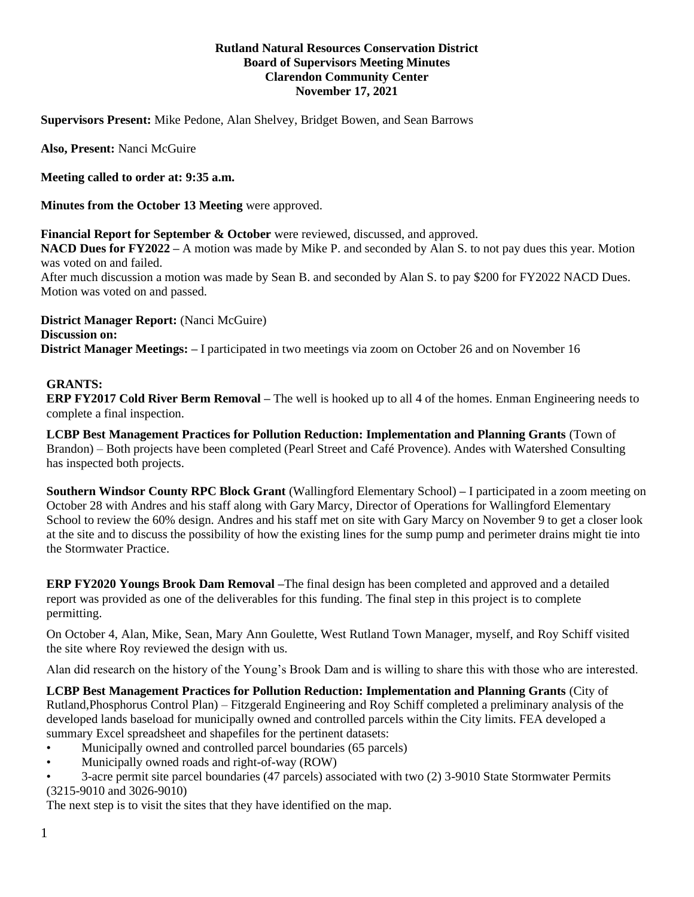**Rutland Natural Resources Conservation District**
**Board of Supervisors Meeting Minutes**
**Clarendon Community Center**
**November 17, 2021**

**Supervisors Present:** Mike Pedone, Alan Shelvey, Bridget Bowen, and Sean Barrows

**Also, Present:** Nanci McGuire

**Meeting called to order at: 9:35 a.m.**

**Minutes from the October 13 Meeting** were approved.

**Financial Report for September & October** were reviewed, discussed, and approved.

**NACD Dues for FY2022 –** A motion was made by Mike P. and seconded by Alan S. to not pay dues this year. Motion was voted on and failed.

After much discussion a motion was made by Sean B. and seconded by Alan S. to pay $200 for FY2022 NACD Dues. Motion was voted on and passed.

**District Manager Report:** (Nanci McGuire)
**Discussion on:**
**District Manager Meetings: –** I participated in two meetings via zoom on October 26 and on November 16

**GRANTS:**

**ERP FY2017 Cold River Berm Removal –** The well is hooked up to all 4 of the homes. Enman Engineering needs to complete a final inspection.

**LCBP Best Management Practices for Pollution Reduction: Implementation and Planning Grants** (Town of Brandon) – Both projects have been completed (Pearl Street and Café Provence). Andes with Watershed Consulting has inspected both projects.

**Southern Windsor County RPC Block Grant** (Wallingford Elementary School) **–** I participated in a zoom meeting on October 28 with Andres and his staff along with Gary Marcy, Director of Operations for Wallingford Elementary School to review the 60% design. Andres and his staff met on site with Gary Marcy on November 9 to get a closer look at the site and to discuss the possibility of how the existing lines for the sump pump and perimeter drains might tie into the Stormwater Practice.

**ERP FY2020 Youngs Brook Dam Removal –**The final design has been completed and approved and a detailed report was provided as one of the deliverables for this funding. The final step in this project is to complete permitting.

On October 4, Alan, Mike, Sean, Mary Ann Goulette, West Rutland Town Manager, myself, and Roy Schiff visited the site where Roy reviewed the design with us.

Alan did research on the history of the Young's Brook Dam and is willing to share this with those who are interested.

**LCBP Best Management Practices for Pollution Reduction: Implementation and Planning Grants** (City of Rutland,Phosphorus Control Plan) – Fitzgerald Engineering and Roy Schiff completed a preliminary analysis of the developed lands baseload for municipally owned and controlled parcels within the City limits. FEA developed a summary Excel spreadsheet and shapefiles for the pertinent datasets:

- Municipally owned and controlled parcel boundaries (65 parcels)
- Municipally owned roads and right-of-way (ROW)
- 3-acre permit site parcel boundaries (47 parcels) associated with two (2) 3-9010 State Stormwater Permits (3215-9010 and 3026-9010)

The next step is to visit the sites that they have identified on the map.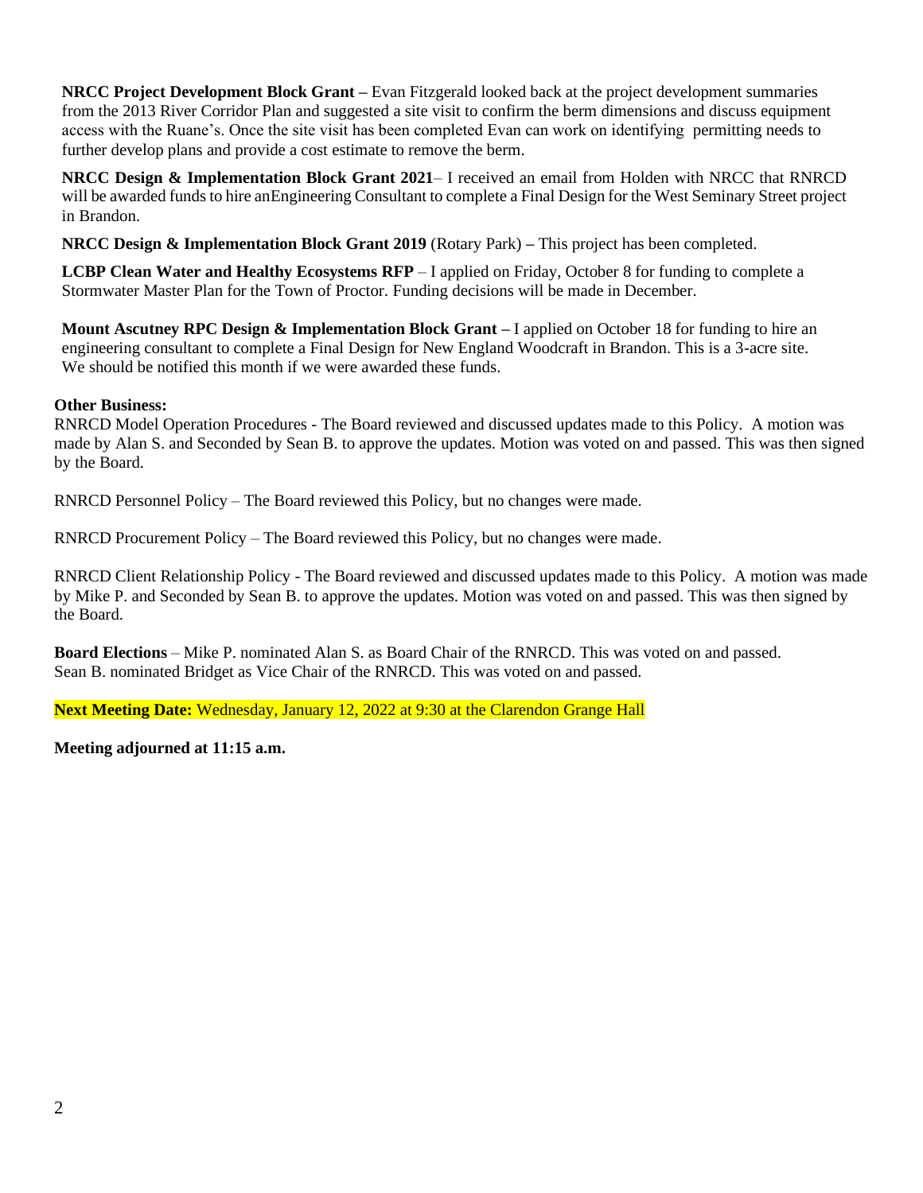**NRCC Project Development Block Grant –** Evan Fitzgerald looked back at the project development summaries from the 2013 River Corridor Plan and suggested a site visit to confirm the berm dimensions and discuss equipment access with the Ruane's. Once the site visit has been completed Evan can work on identifying permitting needs to further develop plans and provide a cost estimate to remove the berm.

**NRCC Design & Implementation Block Grant 2021**– I received an email from Holden with NRCC that RNRCD will be awarded funds to hire anEngineering Consultant to complete a Final Design for the West Seminary Street project in Brandon.

**NRCC Design & Implementation Block Grant 2019** (Rotary Park) **–** This project has been completed.

**LCBP Clean Water and Healthy Ecosystems RFP** – I applied on Friday, October 8 for funding to complete a Stormwater Master Plan for the Town of Proctor. Funding decisions will be made in December.

**Mount Ascutney RPC Design & Implementation Block Grant –** I applied on October 18 for funding to hire an engineering consultant to complete a Final Design for New England Woodcraft in Brandon. This is a 3-acre site. We should be notified this month if we were awarded these funds.

**Other Business:**

RNRCD Model Operation Procedures - The Board reviewed and discussed updates made to this Policy. A motion was made by Alan S. and Seconded by Sean B. to approve the updates. Motion was voted on and passed. This was then signed by the Board.

RNRCD Personnel Policy – The Board reviewed this Policy, but no changes were made.

RNRCD Procurement Policy – The Board reviewed this Policy, but no changes were made.

RNRCD Client Relationship Policy - The Board reviewed and discussed updates made to this Policy. A motion was made by Mike P. and Seconded by Sean B. to approve the updates. Motion was voted on and passed. This was then signed by the Board.

**Board Elections** – Mike P. nominated Alan S. as Board Chair of the RNRCD. This was voted on and passed. Sean B. nominated Bridget as Vice Chair of the RNRCD. This was voted on and passed.

**Next Meeting Date:** Wednesday, January 12, 2022 at 9:30 at the Clarendon Grange Hall

**Meeting adjourned at 11:15 a.m.**